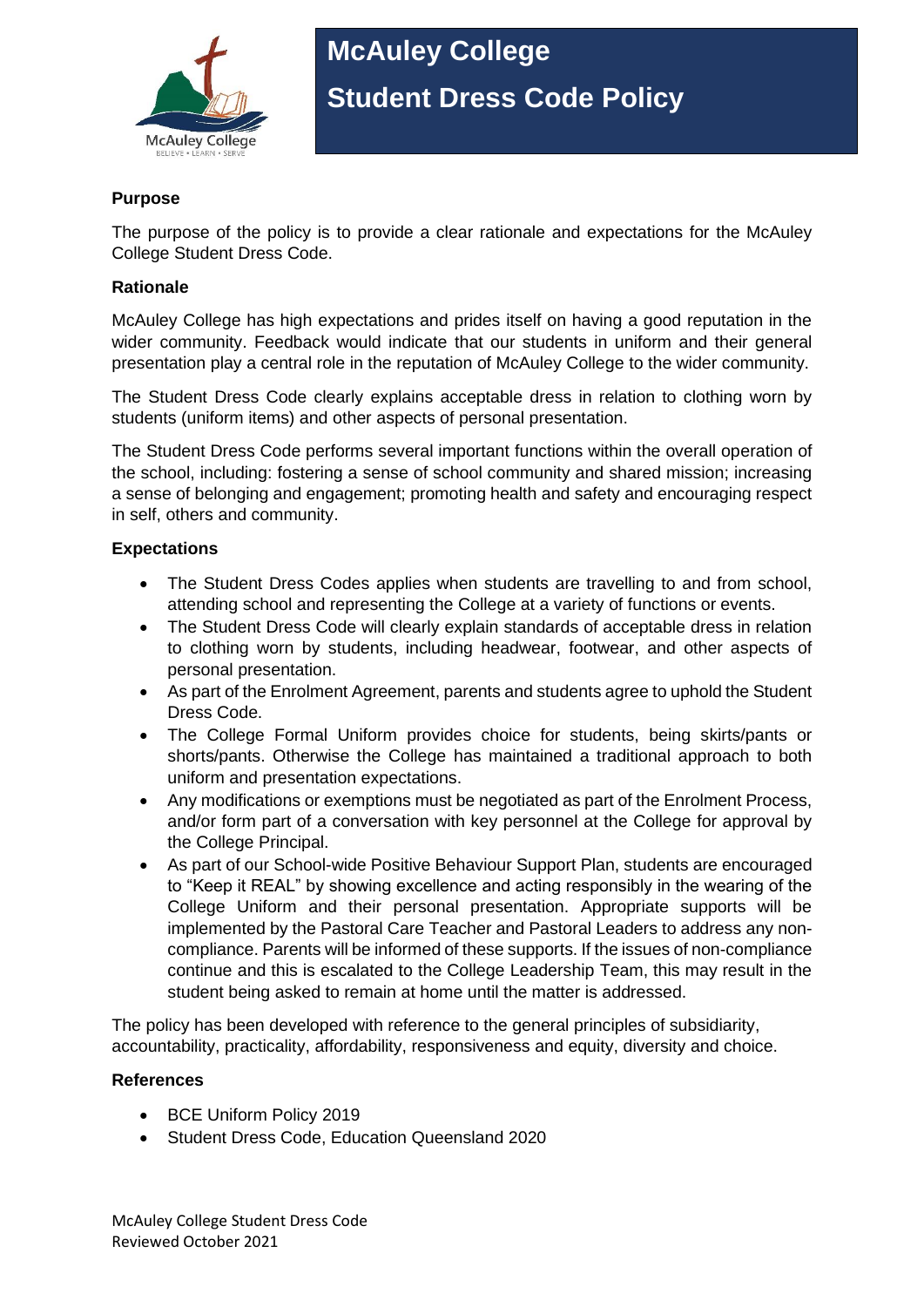# McAuley College
# Student Dress Code Policy

**Purpose**

The purpose of the policy is to provide a clear rationale and expectations for the McAuley College Student Dress Code.

**Rationale**

McAuley College has high expectations and prides itself on having a good reputation in the wider community. Feedback would indicate that our students in uniform and their general presentation play a central role in the reputation of McAuley College to the wider community.

The Student Dress Code clearly explains acceptable dress in relation to clothing worn by students (uniform items) and other aspects of personal presentation.

The Student Dress Code performs several important functions within the overall operation of the school, including: fostering a sense of school community and shared mission; increasing a sense of belonging and engagement; promoting health and safety and encouraging respect in self, others and community.

**Expectations**

- The Student Dress Codes applies when students are travelling to and from school, attending school and representing the College at a variety of functions or events.
- The Student Dress Code will clearly explain standards of acceptable dress in relation to clothing worn by students, including headwear, footwear, and other aspects of personal presentation.
- As part of the Enrolment Agreement, parents and students agree to uphold the Student Dress Code.
- The College Formal Uniform provides choice for students, being skirts/pants or shorts/pants. Otherwise the College has maintained a traditional approach to both uniform and presentation expectations.
- Any modifications or exemptions must be negotiated as part of the Enrolment Process, and/or form part of a conversation with key personnel at the College for approval by the College Principal.
- As part of our School-wide Positive Behaviour Support Plan, students are encouraged to "Keep it REAL" by showing excellence and acting responsibly in the wearing of the College Uniform and their personal presentation. Appropriate supports will be implemented by the Pastoral Care Teacher and Pastoral Leaders to address any non-compliance. Parents will be informed of these supports. If the issues of non-compliance continue and this is escalated to the College Leadership Team, this may result in the student being asked to remain at home until the matter is addressed.

The policy has been developed with reference to the general principles of subsidiarity, accountability, practicality, affordability, responsiveness and equity, diversity and choice.

**References**

- BCE Uniform Policy 2019
- Student Dress Code, Education Queensland 2020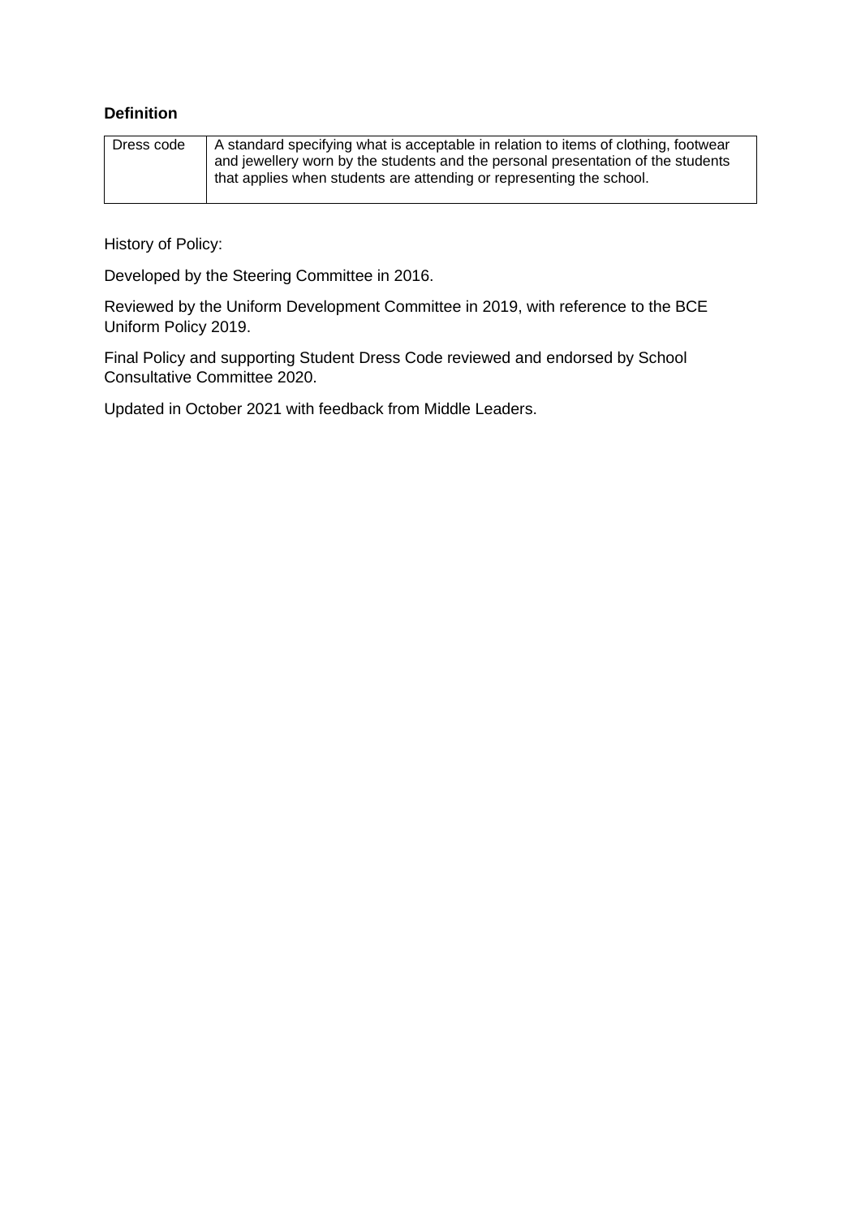**Definition**

| Dress code | A standard specifying what is acceptable in relation to items of clothing, footwear and jewellery worn by the students and the personal presentation of the students that applies when students are attending or representing the school. |
|---|---|

History of Policy:

Developed by the Steering Committee in 2016.

Reviewed by the Uniform Development Committee in 2019, with reference to the BCE Uniform Policy 2019.

Final Policy and supporting Student Dress Code reviewed and endorsed by School Consultative Committee 2020.

Updated in October 2021 with feedback from Middle Leaders.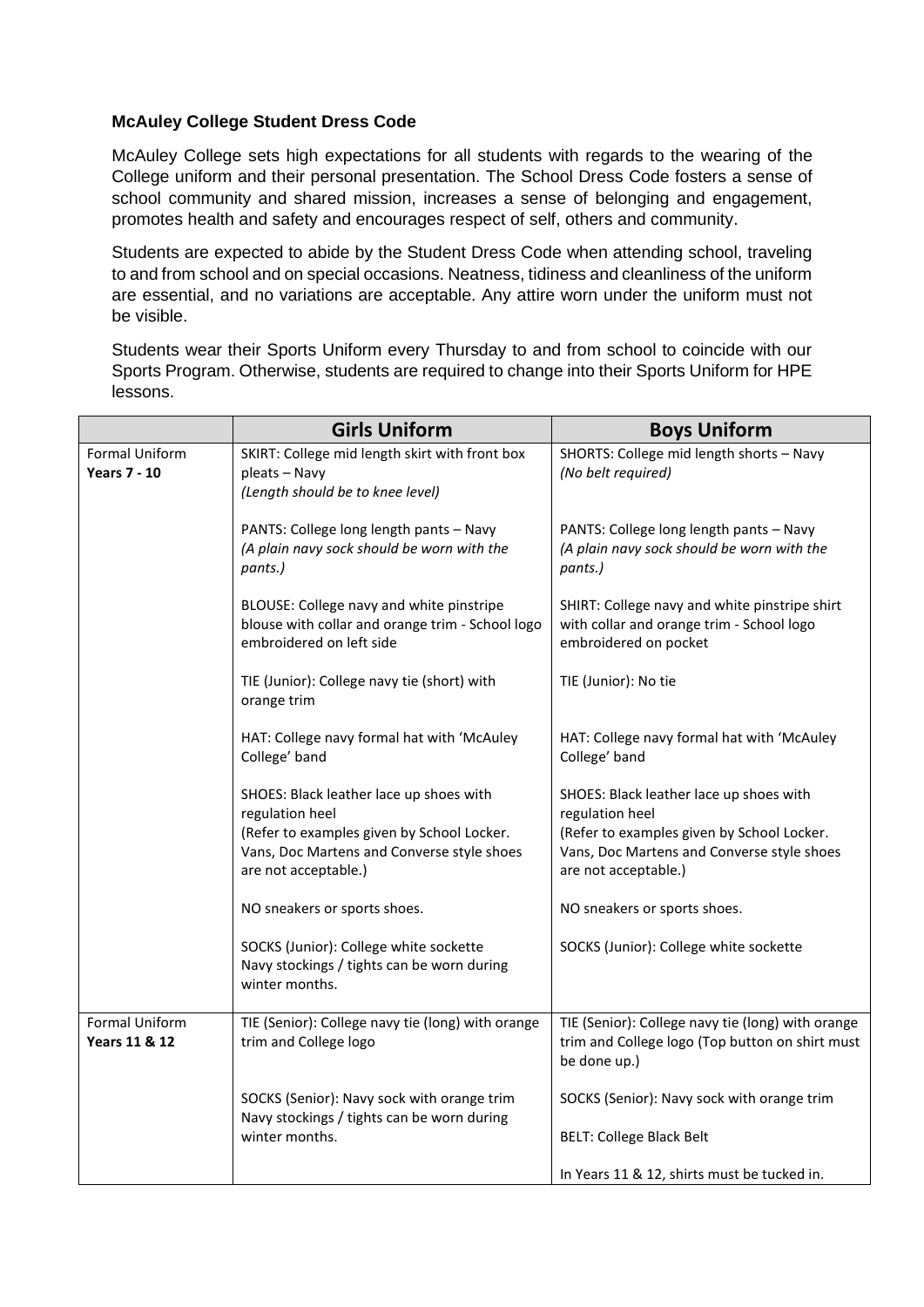**McAuley College Student Dress Code**

McAuley College sets high expectations for all students with regards to the wearing of the College uniform and their personal presentation. The School Dress Code fosters a sense of school community and shared mission, increases a sense of belonging and engagement, promotes health and safety and encourages respect of self, others and community.

Students are expected to abide by the Student Dress Code when attending school, traveling to and from school and on special occasions. Neatness, tidiness and cleanliness of the uniform are essential, and no variations are acceptable. Any attire worn under the uniform must not be visible.

Students wear their Sports Uniform every Thursday to and from school to coincide with our Sports Program. Otherwise, students are required to change into their Sports Uniform for HPE lessons.

| | **Girls Uniform** | **Boys Uniform** |
|---|---|---|
| Formal Uniform **Years 7 - 10** | SKIRT: College mid length skirt with front box pleats – Navy *(Length should be to knee level)* | SHORTS: College mid length shorts – Navy *(No belt required)* |
| | PANTS: College long length pants – Navy *(A plain navy sock should be worn with the pants.)* | PANTS: College long length pants – Navy *(A plain navy sock should be worn with the pants.)* |
| | BLOUSE: College navy and white pinstripe blouse with collar and orange trim - School logo embroidered on left side | SHIRT: College navy and white pinstripe shirt with collar and orange trim - School logo embroidered on pocket |
| | TIE (Junior): College navy tie (short) with orange trim | TIE (Junior): No tie |
| | HAT: College navy formal hat with 'McAuley College' band | HAT: College navy formal hat with 'McAuley College' band |
| | SHOES: Black leather lace up shoes with regulation heel (Refer to examples given by School Locker. Vans, Doc Martens and Converse style shoes are not acceptable.) | SHOES: Black leather lace up shoes with regulation heel (Refer to examples given by School Locker. Vans, Doc Martens and Converse style shoes are not acceptable.) |
| | NO sneakers or sports shoes. | NO sneakers or sports shoes. |
| | SOCKS (Junior): College white sockette Navy stockings / tights can be worn during winter months. | SOCKS (Junior): College white sockette |
| Formal Uniform **Years 11 & 12** | TIE (Senior): College navy tie (long) with orange trim and College logo | TIE (Senior): College navy tie (long) with orange trim and College logo (Top button on shirt must be done up.) |
| | SOCKS (Senior): Navy sock with orange trim Navy stockings / tights can be worn during winter months. | SOCKS (Senior): Navy sock with orange trim |
| | | BELT: College Black Belt |
| | | In Years 11 & 12, shirts must be tucked in. |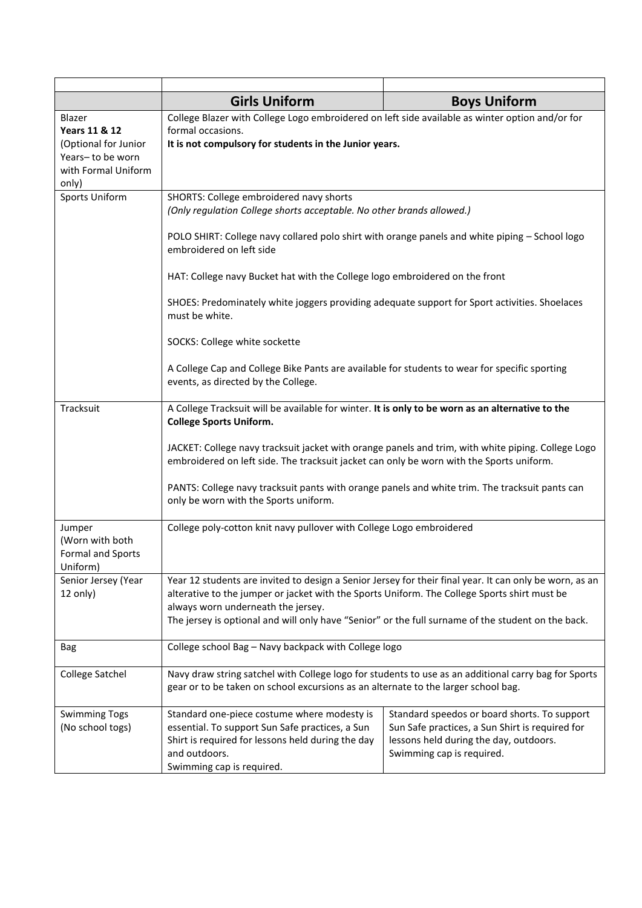| | Girls Uniform | Boys Uniform |
|---|---|---|
| | | |
| Blazer<br>**Years 11 & 12**<br>(Optional for Junior Years– to be worn with Formal Uniform only) | College Blazer with College Logo embroidered on left side available as winter option and/or for formal occasions.<br>**It is not compulsory for students in the Junior years.** | |
| Sports Uniform | SHORTS: College embroidered navy shorts<br>*(Only regulation College shorts acceptable. No other brands allowed.)*<br><br>POLO SHIRT: College navy collared polo shirt with orange panels and white piping – School logo embroidered on left side<br><br>HAT: College navy Bucket hat with the College logo embroidered on the front<br><br>SHOES: Predominately white joggers providing adequate support for Sport activities. Shoelaces must be white.<br><br>SOCKS: College white sockette<br><br>A College Cap and College Bike Pants are available for students to wear for specific sporting events, as directed by the College. | |
| Tracksuit | A College Tracksuit will be available for winter. **It is only to be worn as an alternative to the College Sports Uniform.**<br><br>JACKET: College navy tracksuit jacket with orange panels and trim, with white piping. College Logo embroidered on left side. The tracksuit jacket can only be worn with the Sports uniform.<br><br>PANTS: College navy tracksuit pants with orange panels and white trim. The tracksuit pants can only be worn with the Sports uniform. | |
| Jumper<br>(Worn with both Formal and Sports Uniform) | College poly-cotton knit navy pullover with College Logo embroidered | |
| Senior Jersey (Year 12 only) | Year 12 students are invited to design a Senior Jersey for their final year. It can only be worn, as an alterative to the jumper or jacket with the Sports Uniform. The College Sports shirt must be always worn underneath the jersey.<br>The jersey is optional and will only have "Senior" or the full surname of the student on the back. | |
| Bag | College school Bag – Navy backpack with College logo | |
| College Satchel | Navy draw string satchel with College logo for students to use as an additional carry bag for Sports gear or to be taken on school excursions as an alternate to the larger school bag. | |
| Swimming Togs<br>(No school togs) | Standard one-piece costume where modesty is essential. To support Sun Safe practices, a Sun Shirt is required for lessons held during the day and outdoors.<br>Swimming cap is required. | Standard speedos or board shorts. To support Sun Safe practices, a Sun Shirt is required for lessons held during the day, outdoors.<br>Swimming cap is required. |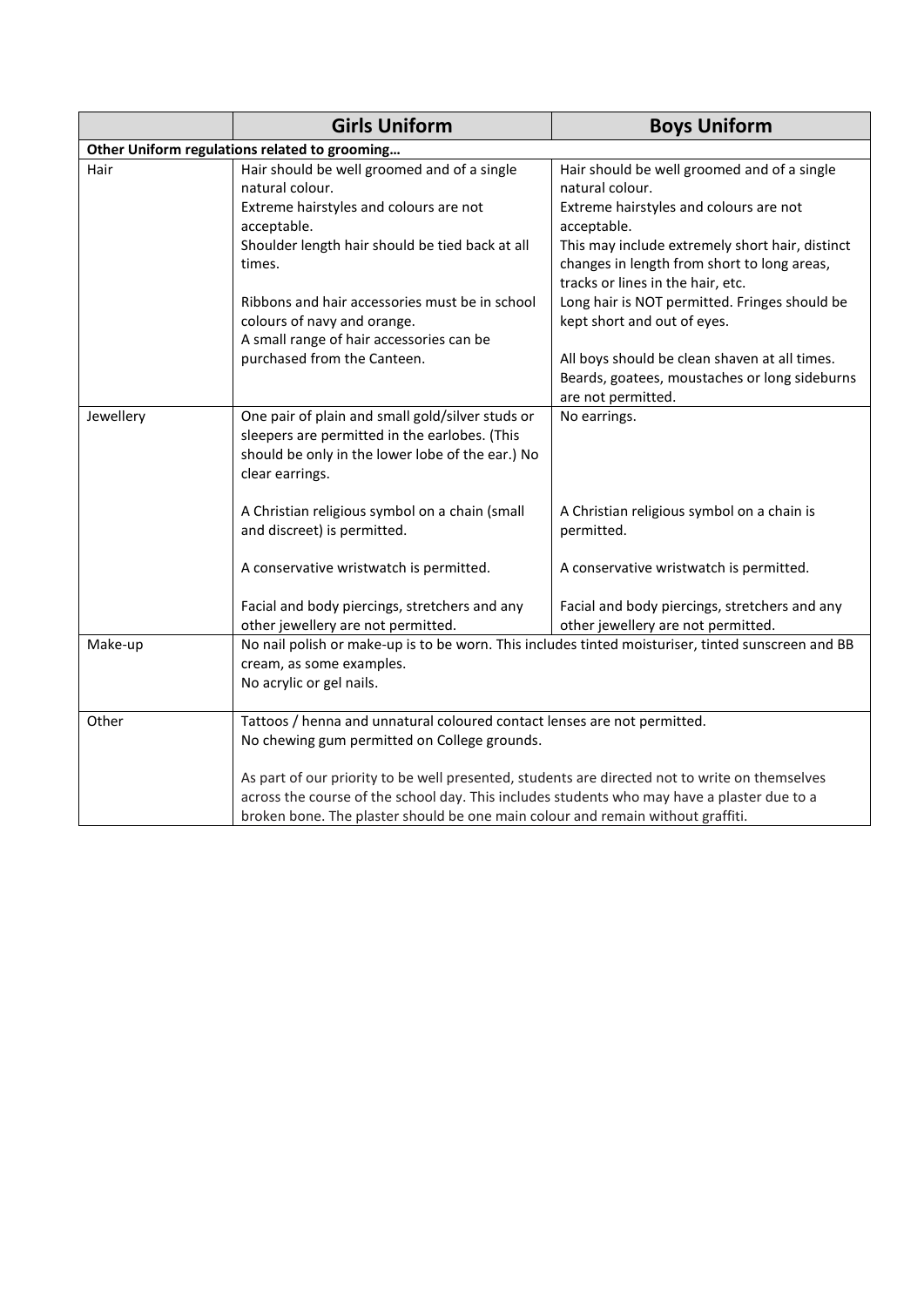| | Girls Uniform | Boys Uniform |
|---|---|---|
| **Other Uniform regulations related to grooming…** | | |
| Hair | Hair should be well groomed and of a single natural colour.<br>Extreme hairstyles and colours are not acceptable.<br>Shoulder length hair should be tied back at all times.<br><br>Ribbons and hair accessories must be in school colours of navy and orange.<br>A small range of hair accessories can be purchased from the Canteen. | Hair should be well groomed and of a single natural colour.<br>Extreme hairstyles and colours are not acceptable.<br>This may include extremely short hair, distinct changes in length from short to long areas, tracks or lines in the hair, etc.<br>Long hair is NOT permitted. Fringes should be kept short and out of eyes.<br><br>All boys should be clean shaven at all times. Beards, goatees, moustaches or long sideburns are not permitted. |
| Jewellery | One pair of plain and small gold/silver studs or sleepers are permitted in the earlobes. (This should be only in the lower lobe of the ear.) No clear earrings.<br><br>A Christian religious symbol on a chain (small and discreet) is permitted.<br><br>A conservative wristwatch is permitted.<br><br>Facial and body piercings, stretchers and any other jewellery are not permitted. | No earrings.<br><br>A Christian religious symbol on a chain is permitted.<br><br>A conservative wristwatch is permitted.<br><br>Facial and body piercings, stretchers and any other jewellery are not permitted. |
| Make-up | No nail polish or make-up is to be worn. This includes tinted moisturiser, tinted sunscreen and BB cream, as some examples.<br>No acrylic or gel nails. | |
| Other | Tattoos / henna and unnatural coloured contact lenses are not permitted.<br>No chewing gum permitted on College grounds.<br><br>As part of our priority to be well presented, students are directed not to write on themselves across the course of the school day. This includes students who may have a plaster due to a broken bone. The plaster should be one main colour and remain without graffiti. | |